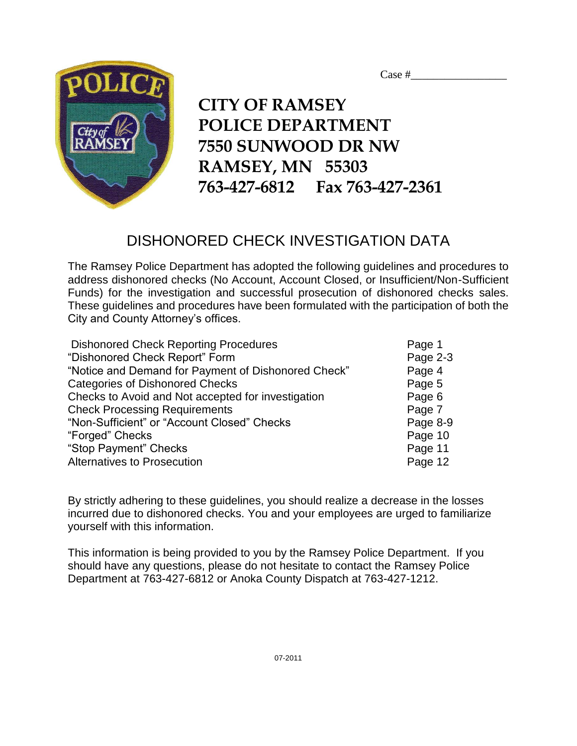Case #\_\_\_\_\_\_\_\_\_\_\_\_\_\_\_\_\_

# CITY OF RAMSEY
# POLICE DEPARTMENT
# 7550 SUNWOOD DR NW
# RAMSEY, MN 55303
# 763-427-6812 Fax 763-427-2361

## DISHONORED CHECK INVESTIGATION DATA

The Ramsey Police Department has adopted the following guidelines and procedures to address dishonored checks (No Account, Account Closed, or Insufficient/Non-Sufficient Funds) for the investigation and successful prosecution of dishonored checks sales. These guidelines and procedures have been formulated with the participation of both the City and County Attorney's offices.

| | |
|---|---|
| Dishonored Check Reporting Procedures | Page 1 |
| "Dishonored Check Report" Form | Page 2-3 |
| "Notice and Demand for Payment of Dishonored Check" | Page 4 |
| Categories of Dishonored Checks | Page 5 |
| Checks to Avoid and Not accepted for investigation | Page 6 |
| Check Processing Requirements | Page 7 |
| "Non-Sufficient" or "Account Closed" Checks | Page 8-9 |
| "Forged" Checks | Page 10 |
| "Stop Payment" Checks | Page 11 |
| Alternatives to Prosecution | Page 12 |

By strictly adhering to these guidelines, you should realize a decrease in the losses incurred due to dishonored checks. You and your employees are urged to familiarize yourself with this information.

This information is being provided to you by the Ramsey Police Department. If you should have any questions, please do not hesitate to contact the Ramsey Police Department at 763-427-6812 or Anoka County Dispatch at 763-427-1212.

07-2011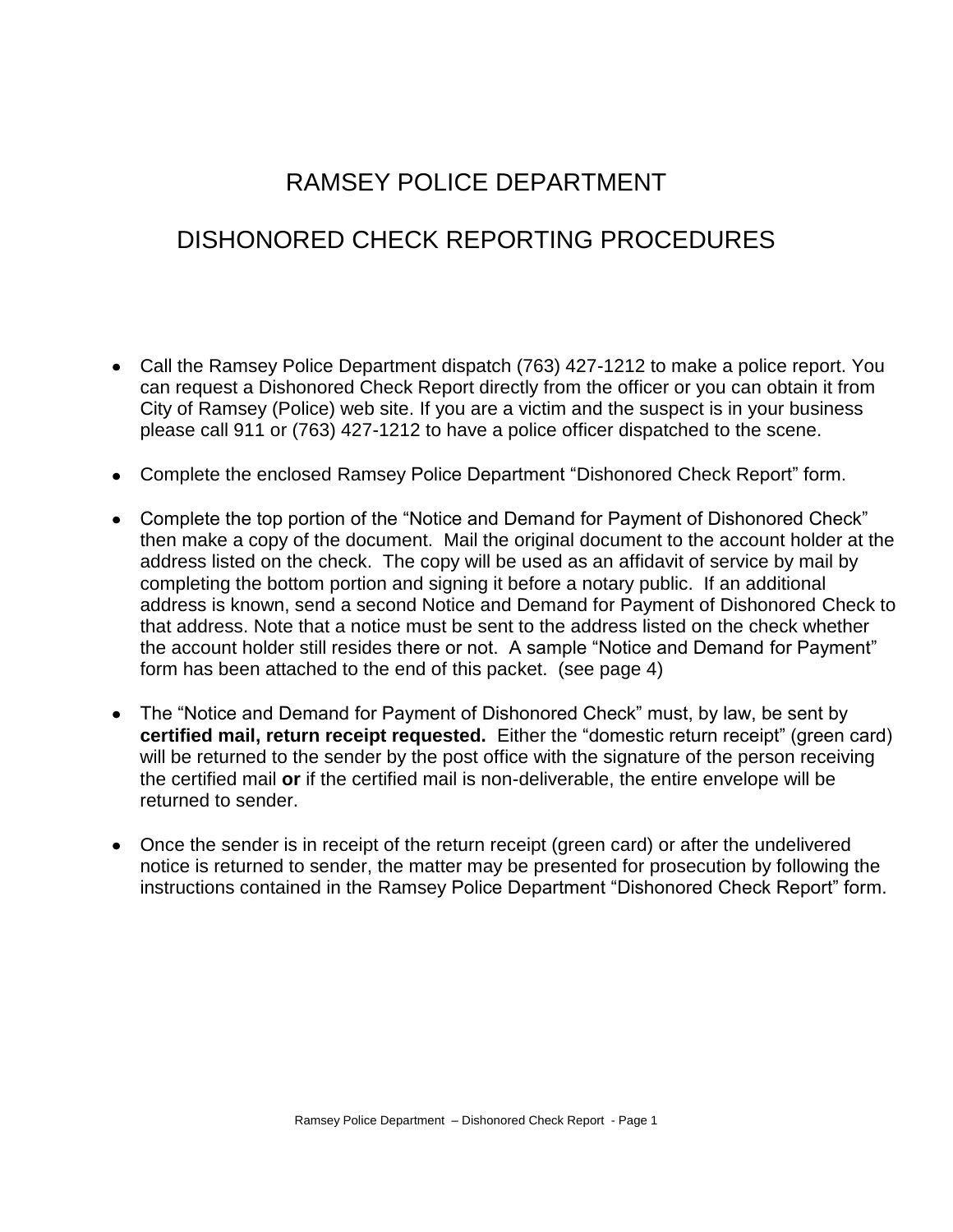# RAMSEY POLICE DEPARTMENT

# DISHONORED CHECK REPORTING PROCEDURES

- Call the Ramsey Police Department dispatch (763) 427-1212 to make a police report. You can request a Dishonored Check Report directly from the officer or you can obtain it from City of Ramsey (Police) web site. If you are a victim and the suspect is in your business please call 911 or (763) 427-1212 to have a police officer dispatched to the scene.

- Complete the enclosed Ramsey Police Department "Dishonored Check Report" form.

- Complete the top portion of the "Notice and Demand for Payment of Dishonored Check" then make a copy of the document. Mail the original document to the account holder at the address listed on the check. The copy will be used as an affidavit of service by mail by completing the bottom portion and signing it before a notary public. If an additional address is known, send a second Notice and Demand for Payment of Dishonored Check to that address. Note that a notice must be sent to the address listed on the check whether the account holder still resides there or not. A sample "Notice and Demand for Payment" form has been attached to the end of this packet. (see page 4)

- The "Notice and Demand for Payment of Dishonored Check" must, by law, be sent by **certified mail, return receipt requested.** Either the "domestic return receipt" (green card) will be returned to the sender by the post office with the signature of the person receiving the certified mail **or** if the certified mail is non-deliverable, the entire envelope will be returned to sender.

- Once the sender is in receipt of the return receipt (green card) or after the undelivered notice is returned to sender, the matter may be presented for prosecution by following the instructions contained in the Ramsey Police Department "Dishonored Check Report" form.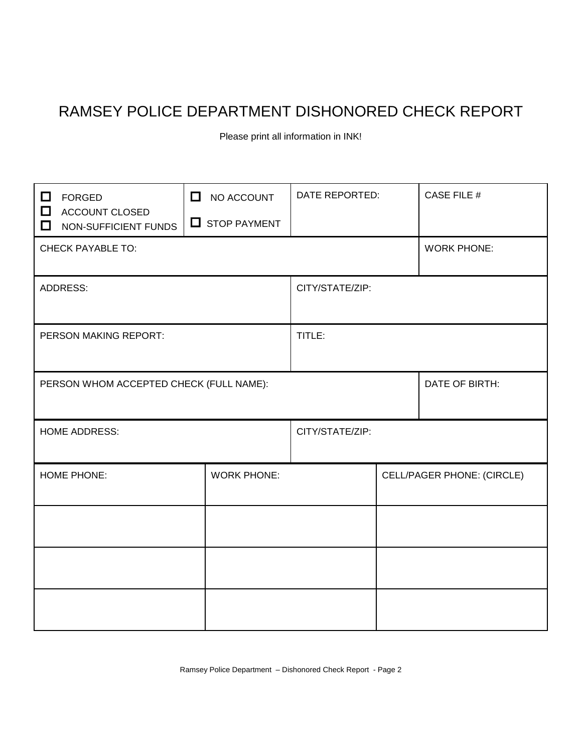# RAMSEY POLICE DEPARTMENT DISHONORED CHECK REPORT

Please print all information in INK!

| | | | |
|---|---|---|---|
| ☐ FORGED<br>☐ ACCOUNT CLOSED<br>☐ NON-SUFFICIENT FUNDS | ☐ NO ACCOUNT<br>☐ STOP PAYMENT | DATE REPORTED: | CASE FILE # |
| CHECK PAYABLE TO: | | | WORK PHONE: |
| ADDRESS: | | CITY/STATE/ZIP: | |
| PERSON MAKING REPORT: | | TITLE: | |
| PERSON WHOM ACCEPTED CHECK (FULL NAME): | | | DATE OF BIRTH: |
| HOME ADDRESS: | | CITY/STATE/ZIP: | |

| HOME PHONE: | WORK PHONE: | CELL/PAGER PHONE: (CIRCLE) |
|---|---|---|
| | | |
| | | |
| | | |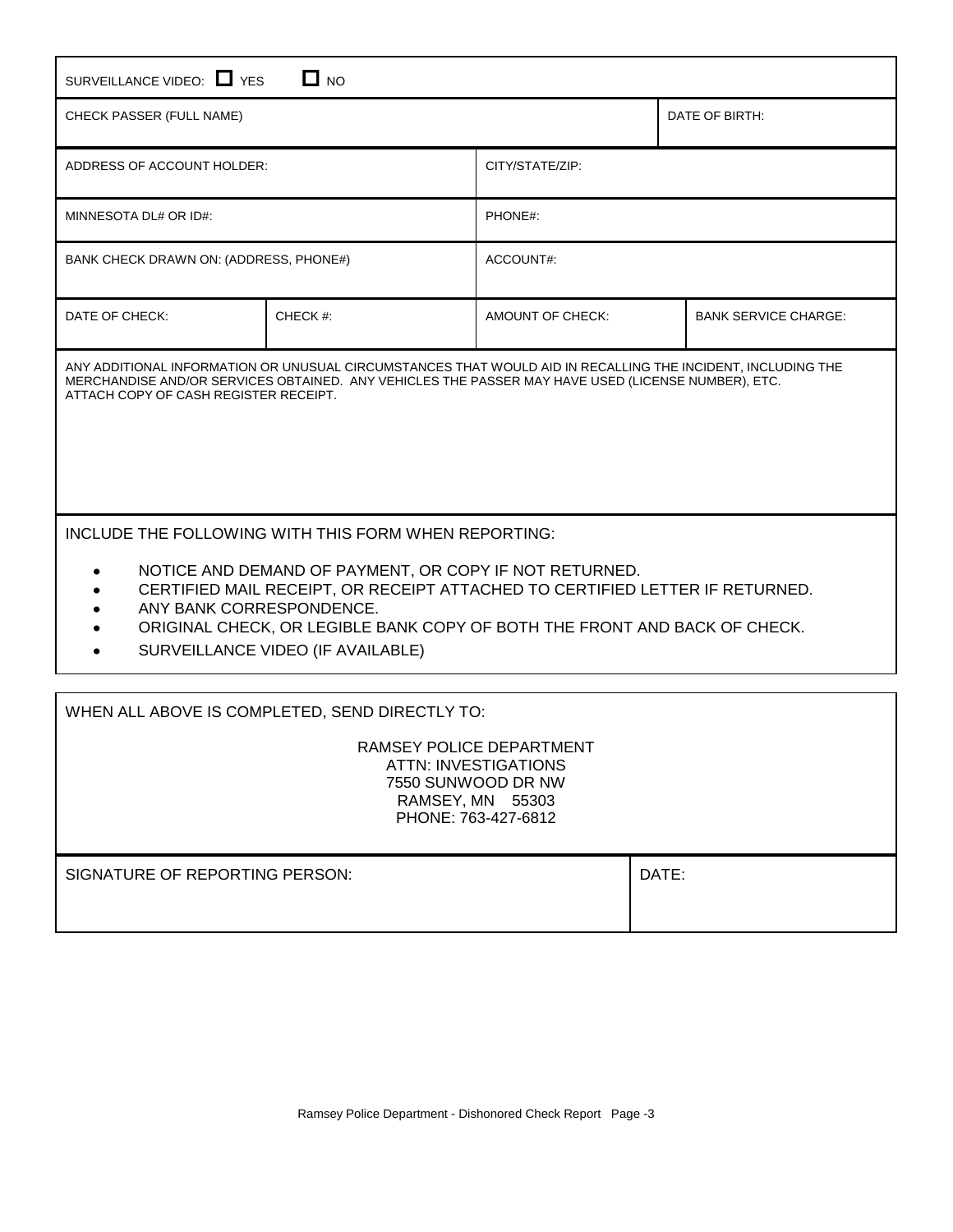SURVEILLANCE VIDEO: ☐ YES ☐ NO

| | |
|---|---|
| CHECK PASSER (FULL NAME) | DATE OF BIRTH: |

| | |
|---|---|
| ADDRESS OF ACCOUNT HOLDER: | CITY/STATE/ZIP: |
| MINNESOTA DL# OR ID#: | PHONE#: |
| BANK CHECK DRAWN ON: (ADDRESS, PHONE#) | ACCOUNT#: |

| | | | |
|---|---|---|---|
| DATE OF CHECK: | CHECK #: | AMOUNT OF CHECK: | BANK SERVICE CHARGE: |

ANY ADDITIONAL INFORMATION OR UNUSUAL CIRCUMSTANCES THAT WOULD AID IN RECALLING THE INCIDENT, INCLUDING THE MERCHANDISE AND/OR SERVICES OBTAINED. ANY VEHICLES THE PASSER MAY HAVE USED (LICENSE NUMBER), ETC. ATTACH COPY OF CASH REGISTER RECEIPT.

INCLUDE THE FOLLOWING WITH THIS FORM WHEN REPORTING:

- NOTICE AND DEMAND OF PAYMENT, OR COPY IF NOT RETURNED.
- CERTIFIED MAIL RECEIPT, OR RECEIPT ATTACHED TO CERTIFIED LETTER IF RETURNED.
- ANY BANK CORRESPONDENCE.
- ORIGINAL CHECK, OR LEGIBLE BANK COPY OF BOTH THE FRONT AND BACK OF CHECK.
- SURVEILLANCE VIDEO (IF AVAILABLE)

WHEN ALL ABOVE IS COMPLETED, SEND DIRECTLY TO:

RAMSEY POLICE DEPARTMENT
ATTN: INVESTIGATIONS
7550 SUNWOOD DR NW
RAMSEY, MN 55303
PHONE: 763-427-6812

| | |
|---|---|
| SIGNATURE OF REPORTING PERSON: | DATE: |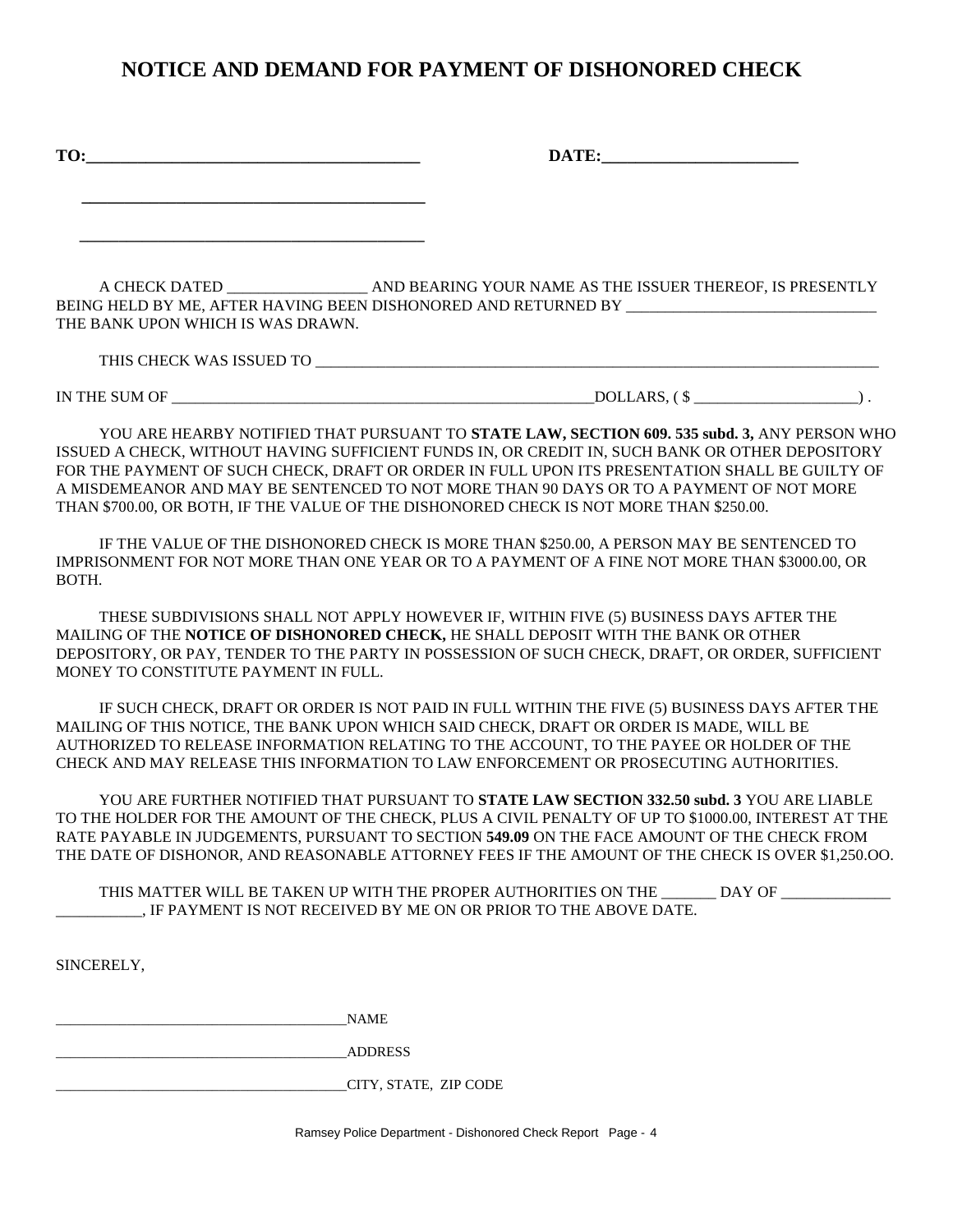# NOTICE AND DEMAND FOR PAYMENT OF DISHONORED CHECK

**TO:________________________________________** **DATE:________________________**

________________________________________

________________________________________

A CHECK DATED __________________ AND BEARING YOUR NAME AS THE ISSUER THEREOF, IS PRESENTLY BEING HELD BY ME, AFTER HAVING BEEN DISHONORED AND RETURNED BY ________________________________ THE BANK UPON WHICH IS WAS DRAWN.

THIS CHECK WAS ISSUED TO ____________________________________________________________________________

IN THE SUM OF ________________________________________________________DOLLARS, ( $ _____________________) .

YOU ARE HEARBY NOTIFIED THAT PURSUANT TO **STATE LAW, SECTION 609. 535 subd. 3,** ANY PERSON WHO ISSUED A CHECK, WITHOUT HAVING SUFFICIENT FUNDS IN, OR CREDIT IN, SUCH BANK OR OTHER DEPOSITORY FOR THE PAYMENT OF SUCH CHECK, DRAFT OR ORDER IN FULL UPON ITS PRESENTATION SHALL BE GUILTY OF A MISDEMEANOR AND MAY BE SENTENCED TO NOT MORE THAN 90 DAYS OR TO A PAYMENT OF NOT MORE THAN $700.00, OR BOTH, IF THE VALUE OF THE DISHONORED CHECK IS NOT MORE THAN $250.00.

IF THE VALUE OF THE DISHONORED CHECK IS MORE THAN $250.00, A PERSON MAY BE SENTENCED TO IMPRISONMENT FOR NOT MORE THAN ONE YEAR OR TO A PAYMENT OF A FINE NOT MORE THAN $3000.00, OR BOTH.

THESE SUBDIVISIONS SHALL NOT APPLY HOWEVER IF, WITHIN FIVE (5) BUSINESS DAYS AFTER THE MAILING OF THE **NOTICE OF DISHONORED CHECK,** HE SHALL DEPOSIT WITH THE BANK OR OTHER DEPOSITORY, OR PAY, TENDER TO THE PARTY IN POSSESSION OF SUCH CHECK, DRAFT, OR ORDER, SUFFICIENT MONEY TO CONSTITUTE PAYMENT IN FULL.

IF SUCH CHECK, DRAFT OR ORDER IS NOT PAID IN FULL WITHIN THE FIVE (5) BUSINESS DAYS AFTER THE MAILING OF THIS NOTICE, THE BANK UPON WHICH SAID CHECK, DRAFT OR ORDER IS MADE, WILL BE AUTHORIZED TO RELEASE INFORMATION RELATING TO THE ACCOUNT, TO THE PAYEE OR HOLDER OF THE CHECK AND MAY RELEASE THIS INFORMATION TO LAW ENFORCEMENT OR PROSECUTING AUTHORITIES.

YOU ARE FURTHER NOTIFIED THAT PURSUANT TO **STATE LAW SECTION 332.50 subd. 3** YOU ARE LIABLE TO THE HOLDER FOR THE AMOUNT OF THE CHECK, PLUS A CIVIL PENALTY OF UP TO $1000.00, INTEREST AT THE RATE PAYABLE IN JUDGEMENTS, PURSUANT TO SECTION **549.09** ON THE FACE AMOUNT OF THE CHECK FROM THE DATE OF DISHONOR, AND REASONABLE ATTORNEY FEES IF THE AMOUNT OF THE CHECK IS OVER $1,250.OO.

THIS MATTER WILL BE TAKEN UP WITH THE PROPER AUTHORITIES ON THE _______ DAY OF ______________ ___________, IF PAYMENT IS NOT RECEIVED BY ME ON OR PRIOR TO THE ABOVE DATE.

SINCERELY,

________________________________________NAME

________________________________________ADDRESS

________________________________________CITY, STATE, ZIP CODE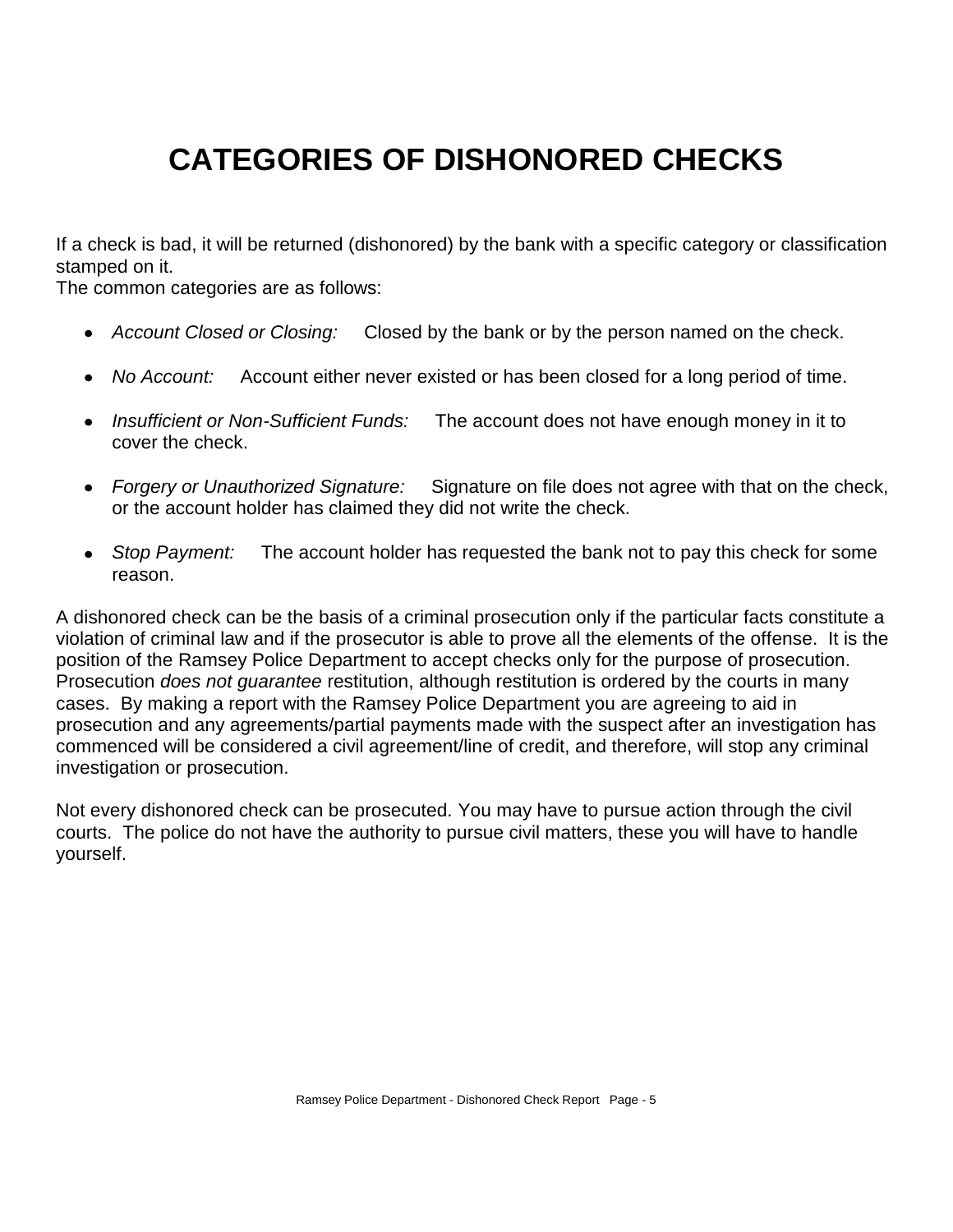# CATEGORIES OF DISHONORED CHECKS

If a check is bad, it will be returned (dishonored) by the bank with a specific category or classification stamped on it.
The common categories are as follows:

- *Account Closed or Closing:* Closed by the bank or by the person named on the check.
- *No Account:* Account either never existed or has been closed for a long period of time.
- *Insufficient or Non-Sufficient Funds:* The account does not have enough money in it to cover the check.
- *Forgery or Unauthorized Signature:* Signature on file does not agree with that on the check, or the account holder has claimed they did not write the check.
- *Stop Payment:* The account holder has requested the bank not to pay this check for some reason.

A dishonored check can be the basis of a criminal prosecution only if the particular facts constitute a violation of criminal law and if the prosecutor is able to prove all the elements of the offense. It is the position of the Ramsey Police Department to accept checks only for the purpose of prosecution. Prosecution *does not guarantee* restitution, although restitution is ordered by the courts in many cases. By making a report with the Ramsey Police Department you are agreeing to aid in prosecution and any agreements/partial payments made with the suspect after an investigation has commenced will be considered a civil agreement/line of credit, and therefore, will stop any criminal investigation or prosecution.

Not every dishonored check can be prosecuted. You may have to pursue action through the civil courts. The police do not have the authority to pursue civil matters, these you will have to handle yourself.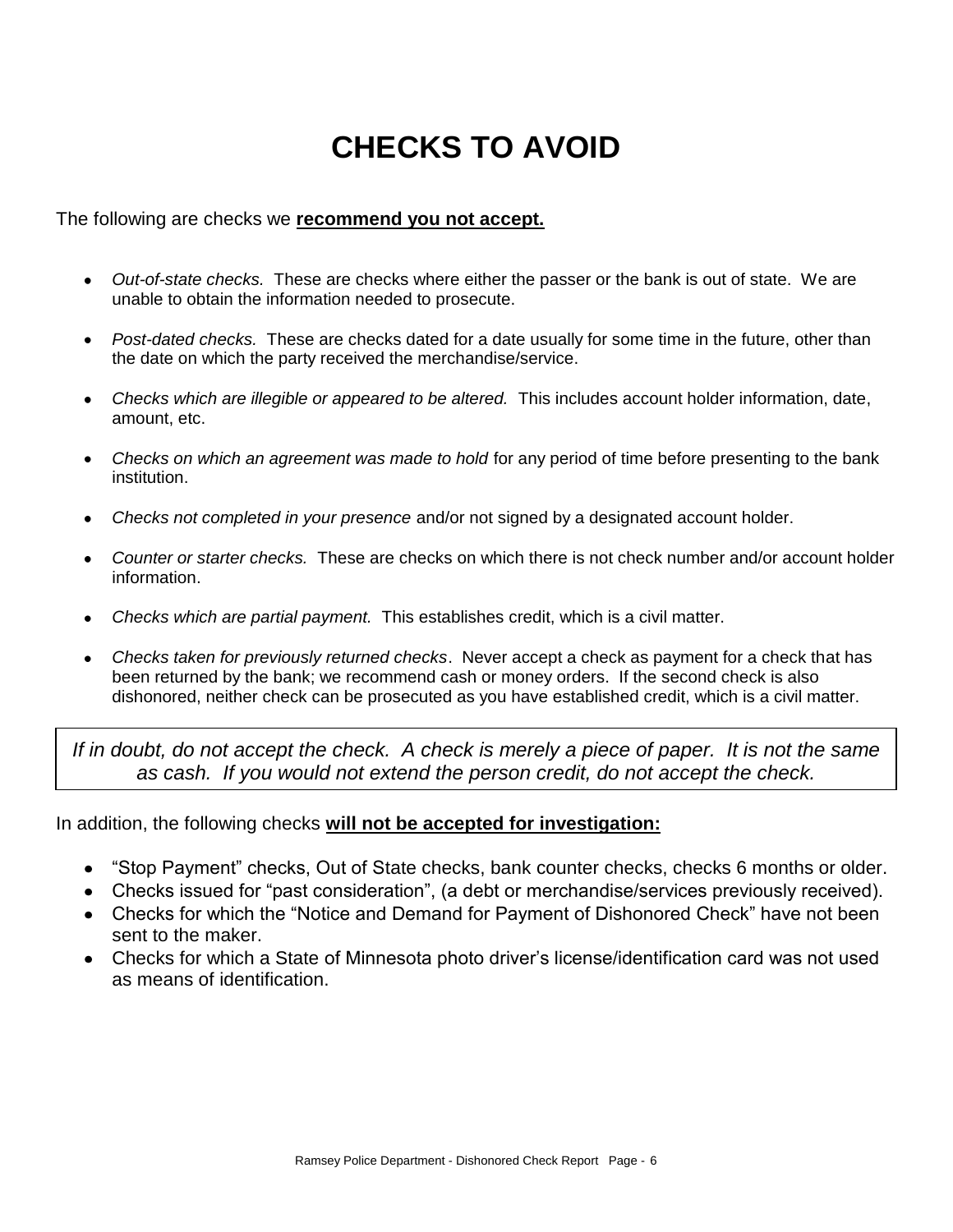# CHECKS TO AVOID

The following are checks we **recommend you not accept.**

- *Out-of-state checks.* These are checks where either the passer or the bank is out of state. We are unable to obtain the information needed to prosecute.
- *Post-dated checks.* These are checks dated for a date usually for some time in the future, other than the date on which the party received the merchandise/service.
- *Checks which are illegible or appeared to be altered.* This includes account holder information, date, amount, etc.
- *Checks on which an agreement was made to hold* for any period of time before presenting to the bank institution.
- *Checks not completed in your presence* and/or not signed by a designated account holder.
- *Counter or starter checks.* These are checks on which there is not check number and/or account holder information.
- *Checks which are partial payment.* This establishes credit, which is a civil matter.
- *Checks taken for previously returned checks*. Never accept a check as payment for a check that has been returned by the bank; we recommend cash or money orders. If the second check is also dishonored, neither check can be prosecuted as you have established credit, which is a civil matter.

*If in doubt, do not accept the check. A check is merely a piece of paper. It is not the same as cash. If you would not extend the person credit, do not accept the check.*

In addition, the following checks **will not be accepted for investigation:**

- "Stop Payment" checks, Out of State checks, bank counter checks, checks 6 months or older.
- Checks issued for "past consideration", (a debt or merchandise/services previously received).
- Checks for which the "Notice and Demand for Payment of Dishonored Check" have not been sent to the maker.
- Checks for which a State of Minnesota photo driver's license/identification card was not used as means of identification.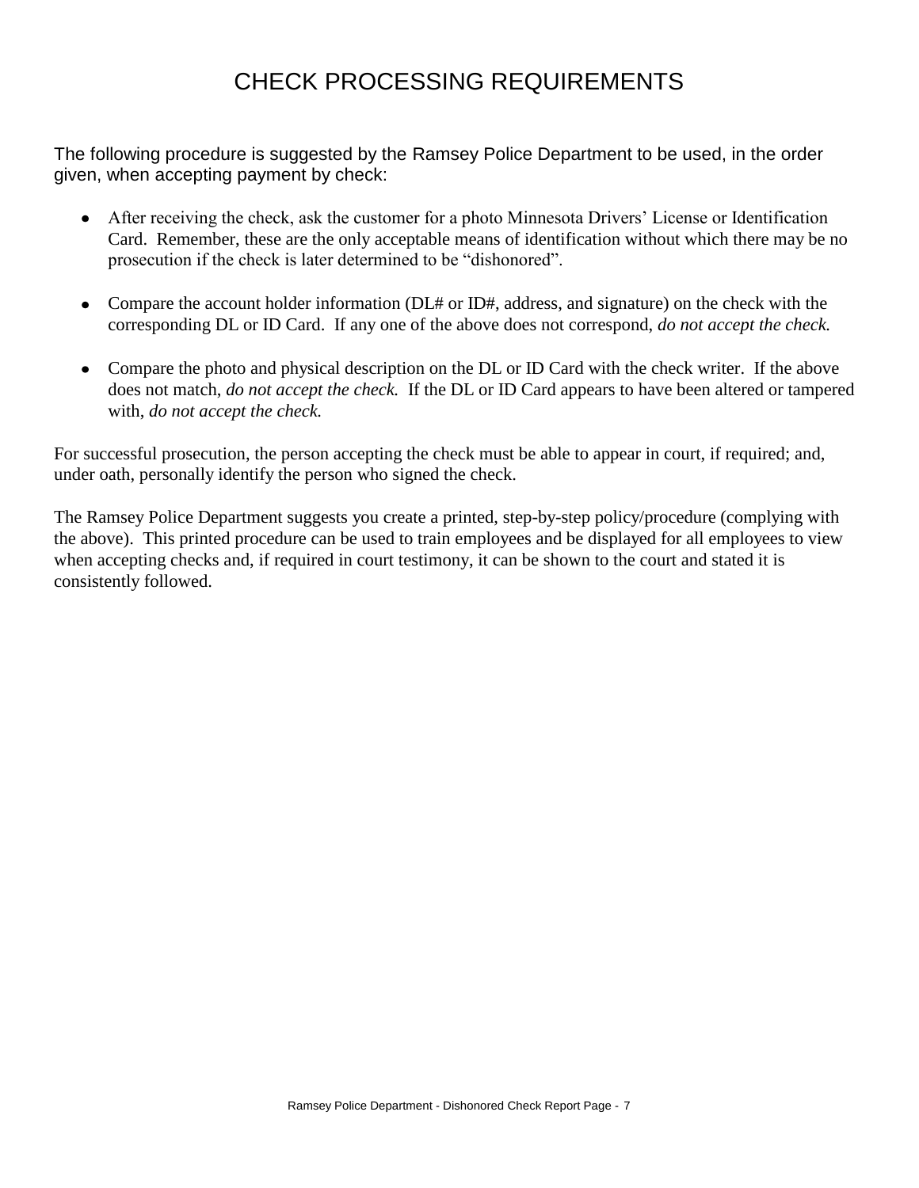# CHECK PROCESSING REQUIREMENTS

The following procedure is suggested by the Ramsey Police Department to be used, in the order given, when accepting payment by check:

- After receiving the check, ask the customer for a photo Minnesota Drivers' License or Identification Card. Remember, these are the only acceptable means of identification without which there may be no prosecution if the check is later determined to be "dishonored".

- Compare the account holder information (DL# or ID#, address, and signature) on the check with the corresponding DL or ID Card. If any one of the above does not correspond, *do not accept the check.*

- Compare the photo and physical description on the DL or ID Card with the check writer. If the above does not match, *do not accept the check.* If the DL or ID Card appears to have been altered or tampered with, *do not accept the check.*

For successful prosecution, the person accepting the check must be able to appear in court, if required; and, under oath, personally identify the person who signed the check.

The Ramsey Police Department suggests you create a printed, step-by-step policy/procedure (complying with the above). This printed procedure can be used to train employees and be displayed for all employees to view when accepting checks and, if required in court testimony, it can be shown to the court and stated it is consistently followed.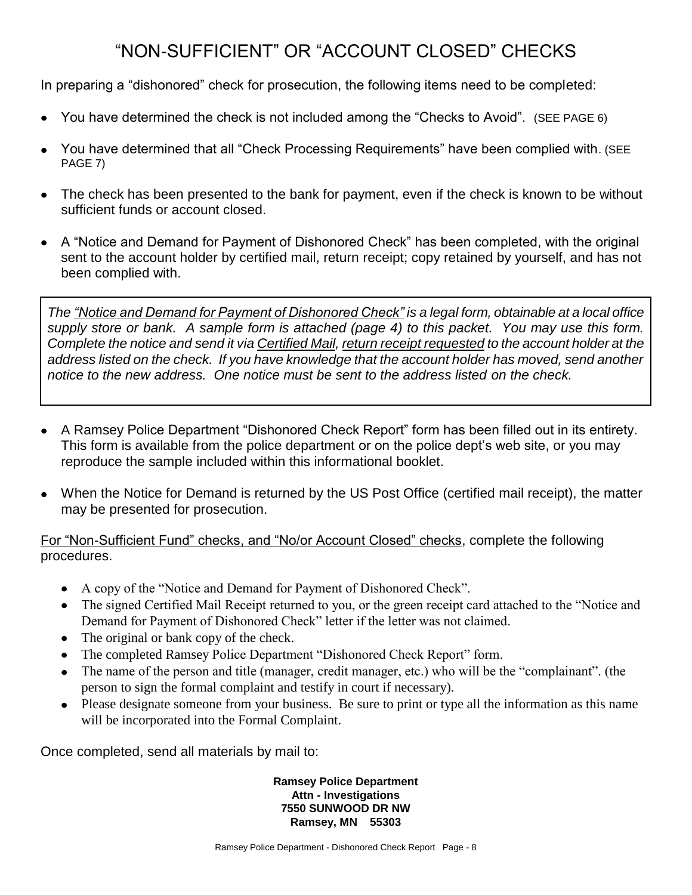# "NON-SUFFICIENT" OR "ACCOUNT CLOSED" CHECKS

In preparing a "dishonored" check for prosecution, the following items need to be completed:

- You have determined the check is not included among the "Checks to Avoid". (SEE PAGE 6)
- You have determined that all "Check Processing Requirements" have been complied with. (SEE PAGE 7)
- The check has been presented to the bank for payment, even if the check is known to be without sufficient funds or account closed.
- A "Notice and Demand for Payment of Dishonored Check" has been completed, with the original sent to the account holder by certified mail, return receipt; copy retained by yourself, and has not been complied with.

> *The "Notice and Demand for Payment of Dishonored Check" is a legal form, obtainable at a local office supply store or bank. A sample form is attached (page 4) to this packet. You may use this form. Complete the notice and send it via Certified Mail, return receipt requested to the account holder at the address listed on the check. If you have knowledge that the account holder has moved, send another notice to the new address. One notice must be sent to the address listed on the check.*

- A Ramsey Police Department "Dishonored Check Report" form has been filled out in its entirety. This form is available from the police department or on the police dept's web site, or you may reproduce the sample included within this informational booklet.
- When the Notice for Demand is returned by the US Post Office (certified mail receipt), the matter may be presented for prosecution.

For "Non-Sufficient Fund" checks, and "No/or Account Closed" checks, complete the following procedures.

- A copy of the "Notice and Demand for Payment of Dishonored Check".
- The signed Certified Mail Receipt returned to you, or the green receipt card attached to the "Notice and Demand for Payment of Dishonored Check" letter if the letter was not claimed.
- The original or bank copy of the check.
- The completed Ramsey Police Department "Dishonored Check Report" form.
- The name of the person and title (manager, credit manager, etc.) who will be the "complainant". (the person to sign the formal complaint and testify in court if necessary).
- Please designate someone from your business. Be sure to print or type all the information as this name will be incorporated into the Formal Complaint.

Once completed, send all materials by mail to:

**Ramsey Police Department**
**Attn - Investigations**
**7550 SUNWOOD DR NW**
**Ramsey, MN 55303**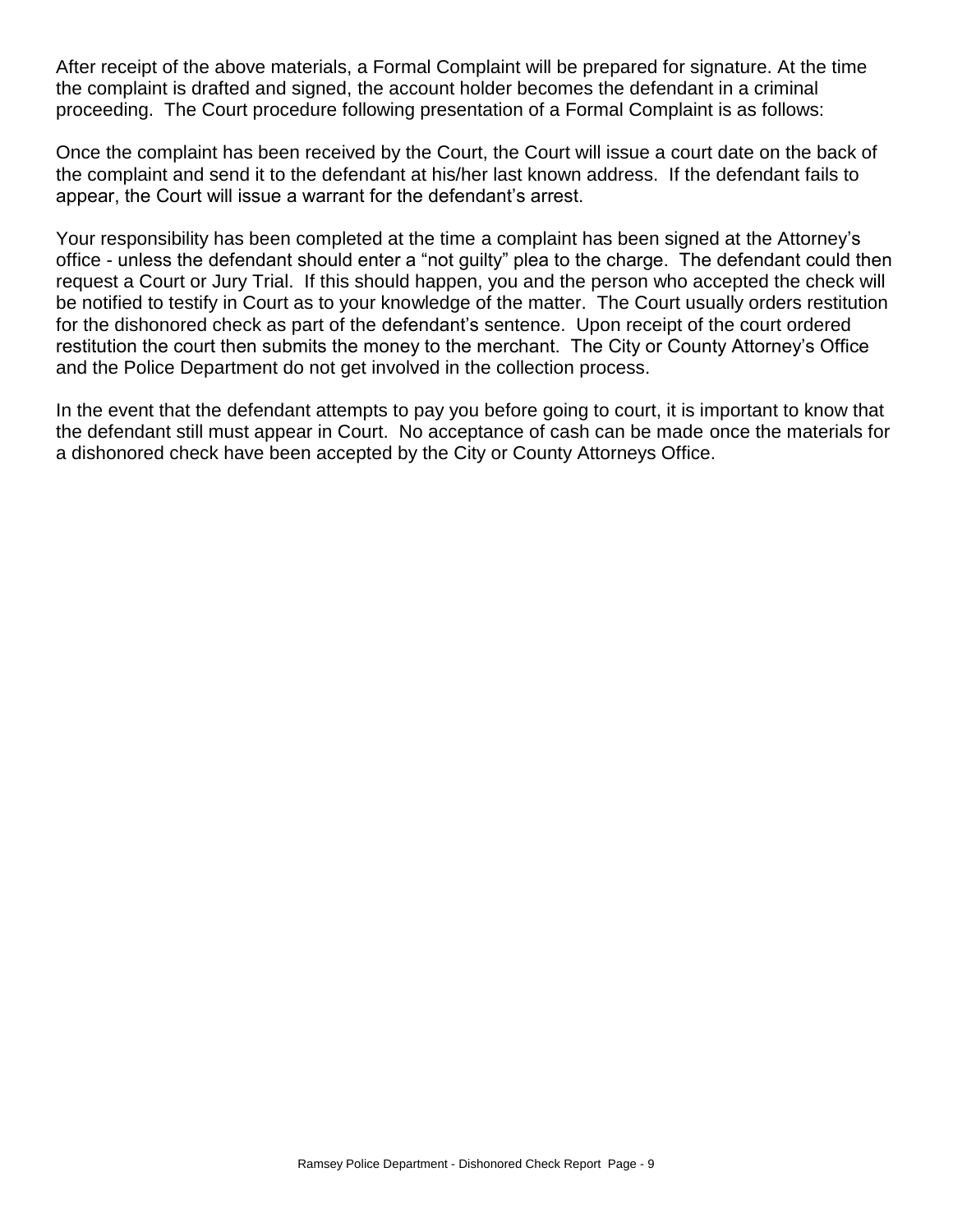After receipt of the above materials, a Formal Complaint will be prepared for signature. At the time the complaint is drafted and signed, the account holder becomes the defendant in a criminal proceeding. The Court procedure following presentation of a Formal Complaint is as follows:

Once the complaint has been received by the Court, the Court will issue a court date on the back of the complaint and send it to the defendant at his/her last known address. If the defendant fails to appear, the Court will issue a warrant for the defendant's arrest.

Your responsibility has been completed at the time a complaint has been signed at the Attorney's office - unless the defendant should enter a "not guilty" plea to the charge. The defendant could then request a Court or Jury Trial. If this should happen, you and the person who accepted the check will be notified to testify in Court as to your knowledge of the matter. The Court usually orders restitution for the dishonored check as part of the defendant's sentence. Upon receipt of the court ordered restitution the court then submits the money to the merchant. The City or County Attorney's Office and the Police Department do not get involved in the collection process.

In the event that the defendant attempts to pay you before going to court, it is important to know that the defendant still must appear in Court. No acceptance of cash can be made once the materials for a dishonored check have been accepted by the City or County Attorneys Office.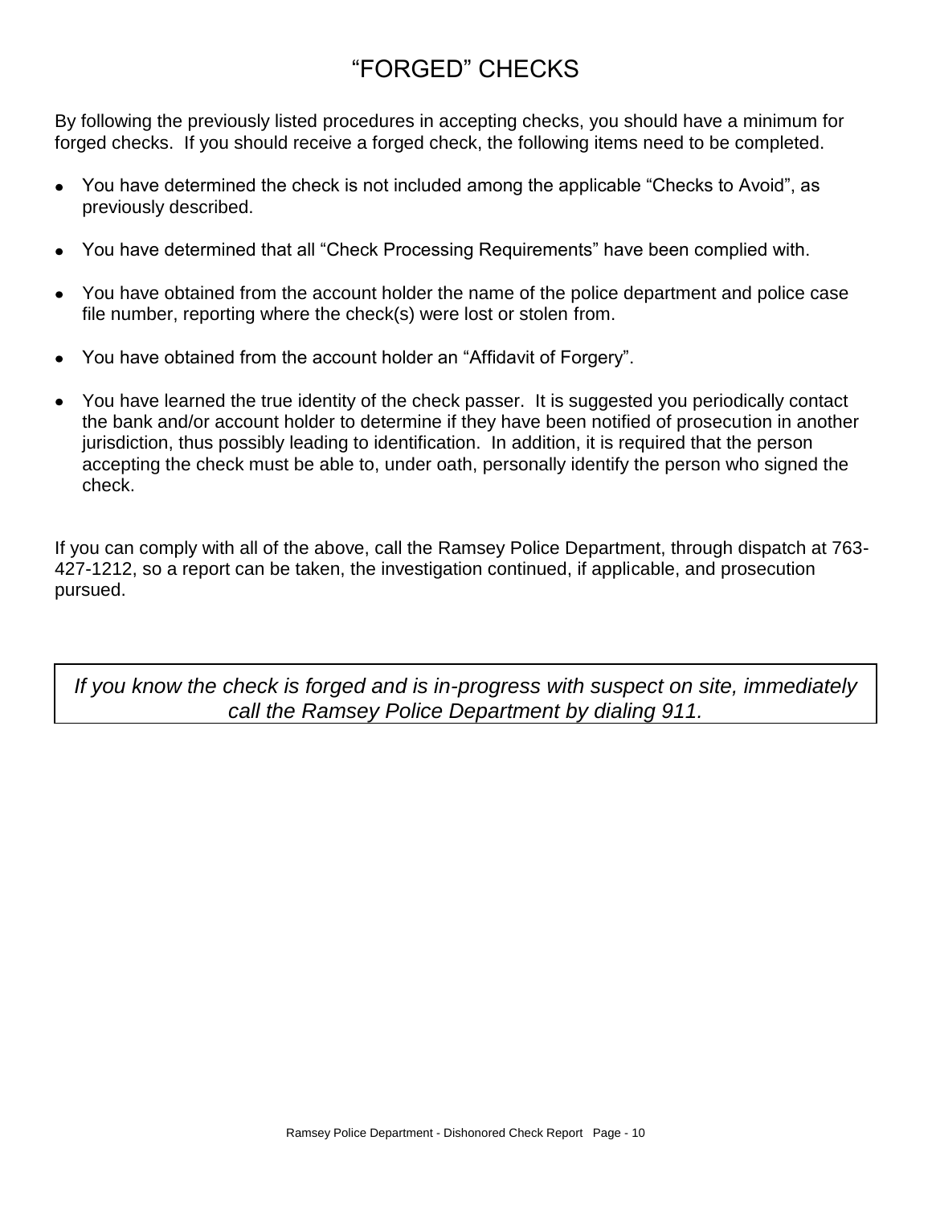# “FORGED” CHECKS

By following the previously listed procedures in accepting checks, you should have a minimum for forged checks. If you should receive a forged check, the following items need to be completed.

- You have determined the check is not included among the applicable “Checks to Avoid”, as previously described.
- You have determined that all “Check Processing Requirements” have been complied with.
- You have obtained from the account holder the name of the police department and police case file number, reporting where the check(s) were lost or stolen from.
- You have obtained from the account holder an “Affidavit of Forgery”.
- You have learned the true identity of the check passer. It is suggested you periodically contact the bank and/or account holder to determine if they have been notified of prosecution in another jurisdiction, thus possibly leading to identification. In addition, it is required that the person accepting the check must be able to, under oath, personally identify the person who signed the check.

If you can comply with all of the above, call the Ramsey Police Department, through dispatch at 763-427-1212, so a report can be taken, the investigation continued, if applicable, and prosecution pursued.

*If you know the check is forged and is in-progress with suspect on site, immediately call the Ramsey Police Department by dialing 911.*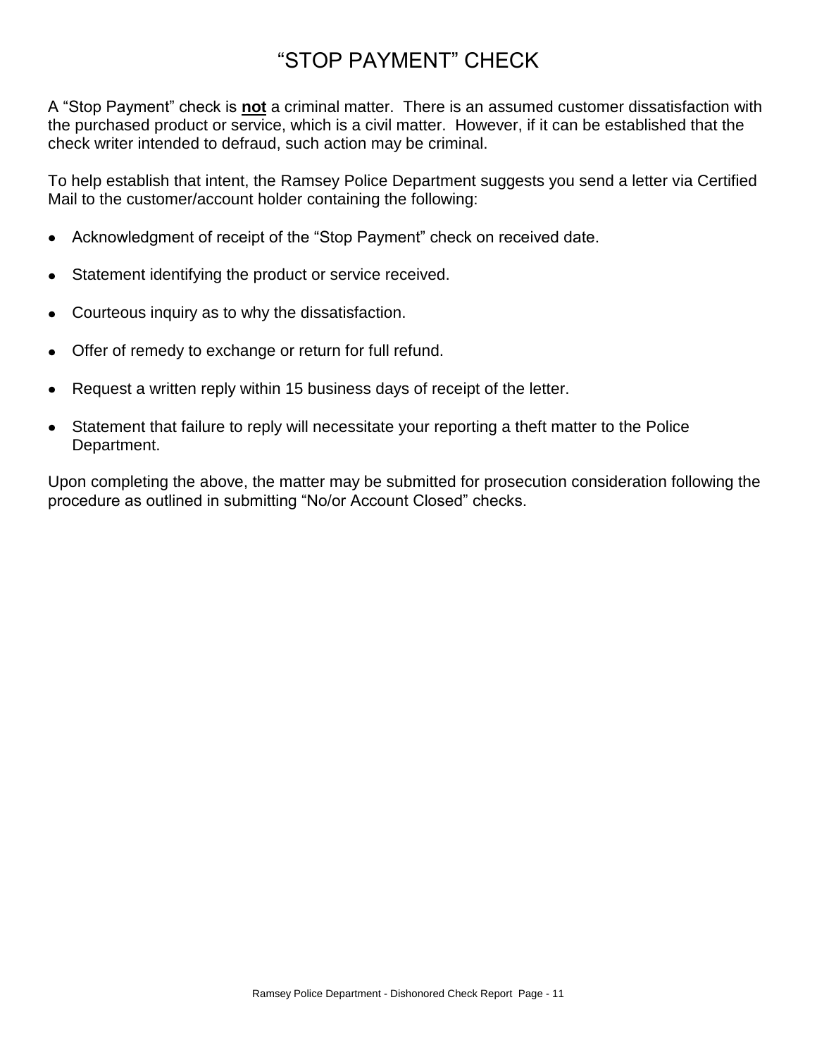# "STOP PAYMENT" CHECK

A "Stop Payment" check is **not** a criminal matter. There is an assumed customer dissatisfaction with the purchased product or service, which is a civil matter. However, if it can be established that the check writer intended to defraud, such action may be criminal.

To help establish that intent, the Ramsey Police Department suggests you send a letter via Certified Mail to the customer/account holder containing the following:

- Acknowledgment of receipt of the "Stop Payment" check on received date.
- Statement identifying the product or service received.
- Courteous inquiry as to why the dissatisfaction.
- Offer of remedy to exchange or return for full refund.
- Request a written reply within 15 business days of receipt of the letter.
- Statement that failure to reply will necessitate your reporting a theft matter to the Police Department.

Upon completing the above, the matter may be submitted for prosecution consideration following the procedure as outlined in submitting "No/or Account Closed" checks.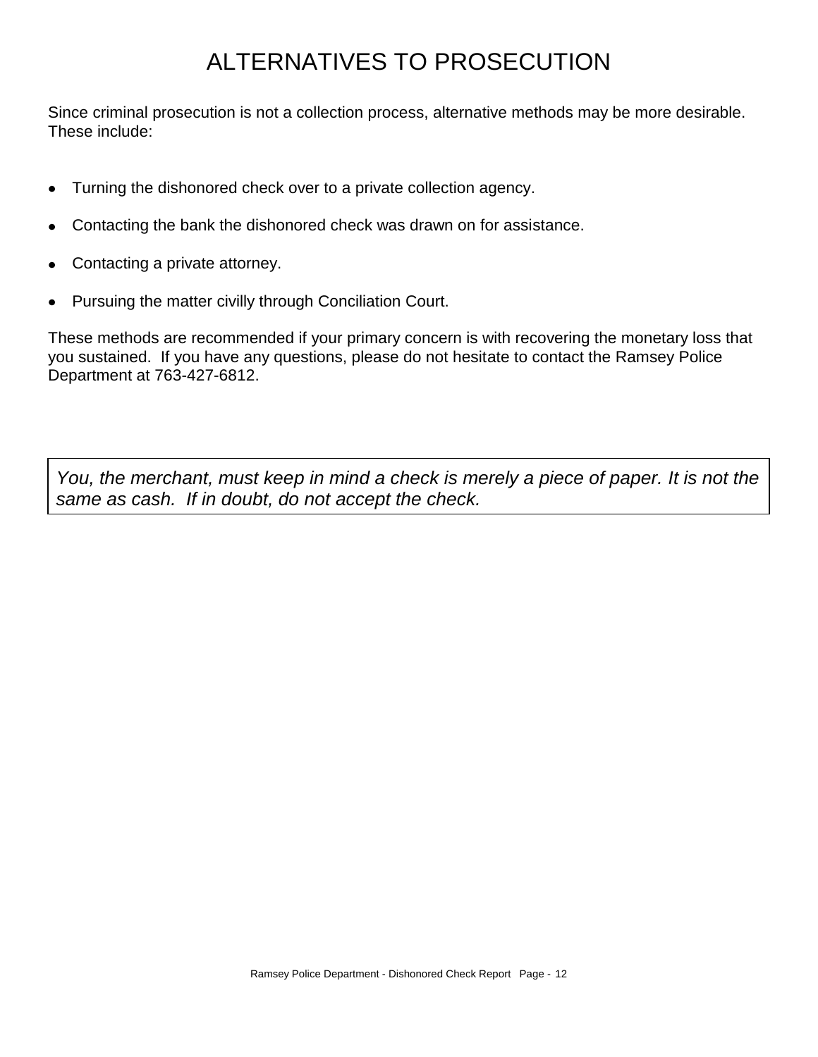# ALTERNATIVES TO PROSECUTION

Since criminal prosecution is not a collection process, alternative methods may be more desirable. These include:

- Turning the dishonored check over to a private collection agency.
- Contacting the bank the dishonored check was drawn on for assistance.
- Contacting a private attorney.
- Pursuing the matter civilly through Conciliation Court.

These methods are recommended if your primary concern is with recovering the monetary loss that you sustained. If you have any questions, please do not hesitate to contact the Ramsey Police Department at 763-427-6812.

*You, the merchant, must keep in mind a check is merely a piece of paper. It is not the same as cash. If in doubt, do not accept the check.*